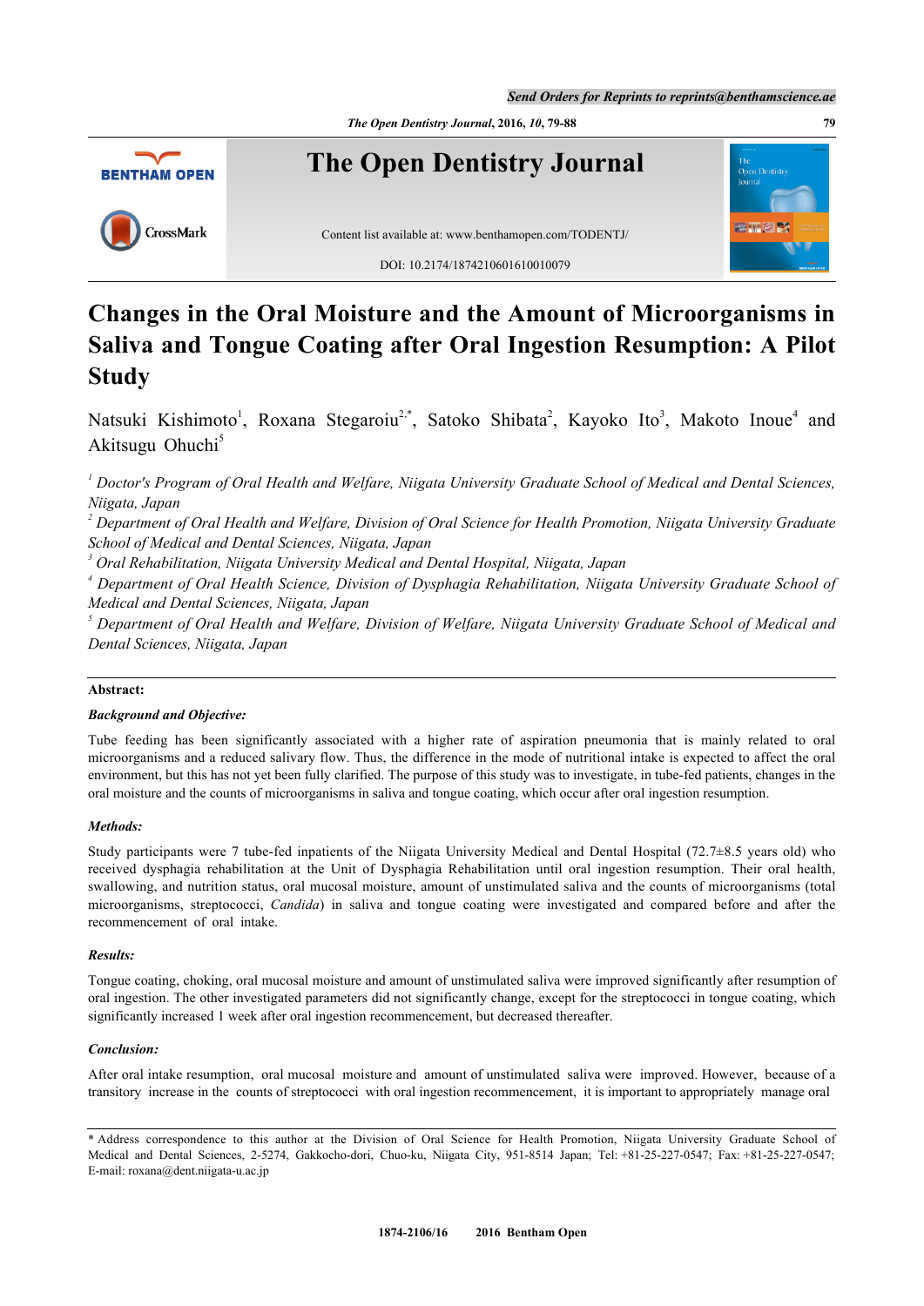# Changes in the Oral Moisture and the Amount of Microorganisms in Saliva and Tongue Coating after Oral Ingestion Resumption: A Pilot Study

Natsuki Kishimoto[1], Roxana Stegaroiu[2,*], Satoko Shibata[2], Kayoko Ito[3], Makoto Inoue[4] and Akitsugu Ohuchi[5]

[1] *Doctor's Program of Oral Health and Welfare, Niigata University Graduate School of Medical and Dental Sciences, Niigata, Japan*

[2] *Department of Oral Health and Welfare, Division of Oral Science for Health Promotion, Niigata University Graduate School of Medical and Dental Sciences, Niigata, Japan*

[3] *Oral Rehabilitation, Niigata University Medical and Dental Hospital, Niigata, Japan*

[4] *Department of Oral Health Science, Division of Dysphagia Rehabilitation, Niigata University Graduate School of Medical and Dental Sciences, Niigata, Japan*

[5] *Department of Oral Health and Welfare, Division of Welfare, Niigata University Graduate School of Medical and Dental Sciences, Niigata, Japan*

**Abstract:**

***Background and Objective:***

Tube feeding has been significantly associated with a higher rate of aspiration pneumonia that is mainly related to oral microorganisms and a reduced salivary flow. Thus, the difference in the mode of nutritional intake is expected to affect the oral environment, but this has not yet been fully clarified. The purpose of this study was to investigate, in tube-fed patients, changes in the oral moisture and the counts of microorganisms in saliva and tongue coating, which occur after oral ingestion resumption.

***Methods:***

Study participants were 7 tube-fed inpatients of the Niigata University Medical and Dental Hospital (72.7±8.5 years old) who received dysphagia rehabilitation at the Unit of Dysphagia Rehabilitation until oral ingestion resumption. Their oral health, swallowing, and nutrition status, oral mucosal moisture, amount of unstimulated saliva and the counts of microorganisms (total microorganisms, streptococci, *Candida*) in saliva and tongue coating were investigated and compared before and after the recommencement of oral intake.

***Results:***

Tongue coating, choking, oral mucosal moisture and amount of unstimulated saliva were improved significantly after resumption of oral ingestion. The other investigated parameters did not significantly change, except for the streptococci in tongue coating, which significantly increased 1 week after oral ingestion recommencement, but decreased thereafter.

***Conclusion:***

After oral intake resumption, oral mucosal moisture and amount of unstimulated saliva were improved. However, because of a transitory increase in the counts of streptococci with oral ingestion recommencement, it is important to appropriately manage oral

---

\* Address correspondence to this author at the Division of Oral Science for Health Promotion, Niigata University Graduate School of Medical and Dental Sciences, 2-5274, Gakkocho-dori, Chuo-ku, Niigata City, 951-8514 Japan; Tel: +81-25-227-0547; Fax: +81-25-227-0547; E-mail: roxana@dent.niigata-u.ac.jp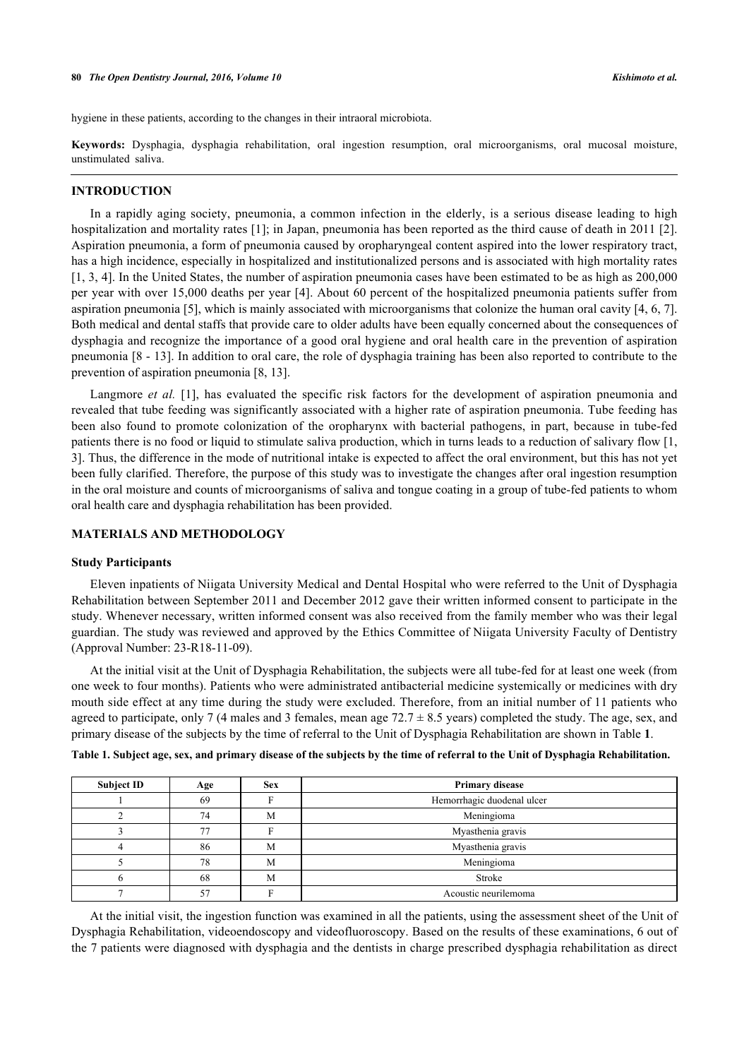hygiene in these patients, according to the changes in their intraoral microbiota.

**Keywords:** Dysphagia, dysphagia rehabilitation, oral ingestion resumption, oral microorganisms, oral mucosal moisture, unstimulated saliva.

## INTRODUCTION

In a rapidly aging society, pneumonia, a common infection in the elderly, is a serious disease leading to high hospitalization and mortality rates [1]; in Japan, pneumonia has been reported as the third cause of death in 2011 [2]. Aspiration pneumonia, a form of pneumonia caused by oropharyngeal content aspired into the lower respiratory tract, has a high incidence, especially in hospitalized and institutionalized persons and is associated with high mortality rates [1, 3, 4]. In the United States, the number of aspiration pneumonia cases have been estimated to be as high as 200,000 per year with over 15,000 deaths per year [4]. About 60 percent of the hospitalized pneumonia patients suffer from aspiration pneumonia [5], which is mainly associated with microorganisms that colonize the human oral cavity [4, 6, 7]. Both medical and dental staffs that provide care to older adults have been equally concerned about the consequences of dysphagia and recognize the importance of a good oral hygiene and oral health care in the prevention of aspiration pneumonia [8 - 13]. In addition to oral care, the role of dysphagia training has been also reported to contribute to the prevention of aspiration pneumonia [8, 13].

Langmore *et al.* [1], has evaluated the specific risk factors for the development of aspiration pneumonia and revealed that tube feeding was significantly associated with a higher rate of aspiration pneumonia. Tube feeding has been also found to promote colonization of the oropharynx with bacterial pathogens, in part, because in tube-fed patients there is no food or liquid to stimulate saliva production, which in turns leads to a reduction of salivary flow [1, 3]. Thus, the difference in the mode of nutritional intake is expected to affect the oral environment, but this has not yet been fully clarified. Therefore, the purpose of this study was to investigate the changes after oral ingestion resumption in the oral moisture and counts of microorganisms of saliva and tongue coating in a group of tube-fed patients to whom oral health care and dysphagia rehabilitation has been provided.

## MATERIALS AND METHODOLOGY

### Study Participants

Eleven inpatients of Niigata University Medical and Dental Hospital who were referred to the Unit of Dysphagia Rehabilitation between September 2011 and December 2012 gave their written informed consent to participate in the study. Whenever necessary, written informed consent was also received from the family member who was their legal guardian. The study was reviewed and approved by the Ethics Committee of Niigata University Faculty of Dentistry (Approval Number: 23-R18-11-09).

At the initial visit at the Unit of Dysphagia Rehabilitation, the subjects were all tube-fed for at least one week (from one week to four months). Patients who were administrated antibacterial medicine systemically or medicines with dry mouth side effect at any time during the study were excluded. Therefore, from an initial number of 11 patients who agreed to participate, only 7 (4 males and 3 females, mean age $72.7 \pm 8.5$ years) completed the study. The age, sex, and primary disease of the subjects by the time of referral to the Unit of Dysphagia Rehabilitation are shown in Table **1**.

**Table 1. Subject age, sex, and primary disease of the subjects by the time of referral to the Unit of Dysphagia Rehabilitation.**

| Subject ID | Age | Sex | Primary disease |
|---|---|---|---|
| 1 | 69 | F | Hemorrhagic duodenal ulcer |
| 2 | 74 | M | Meningioma |
| 3 | 77 | F | Myasthenia gravis |
| 4 | 86 | M | Myasthenia gravis |
| 5 | 78 | M | Meningioma |
| 6 | 68 | M | Stroke |
| 7 | 57 | F | Acoustic neurilemoma |

At the initial visit, the ingestion function was examined in all the patients, using the assessment sheet of the Unit of Dysphagia Rehabilitation, videoendoscopy and videofluoroscopy. Based on the results of these examinations, 6 out of the 7 patients were diagnosed with dysphagia and the dentists in charge prescribed dysphagia rehabilitation as direct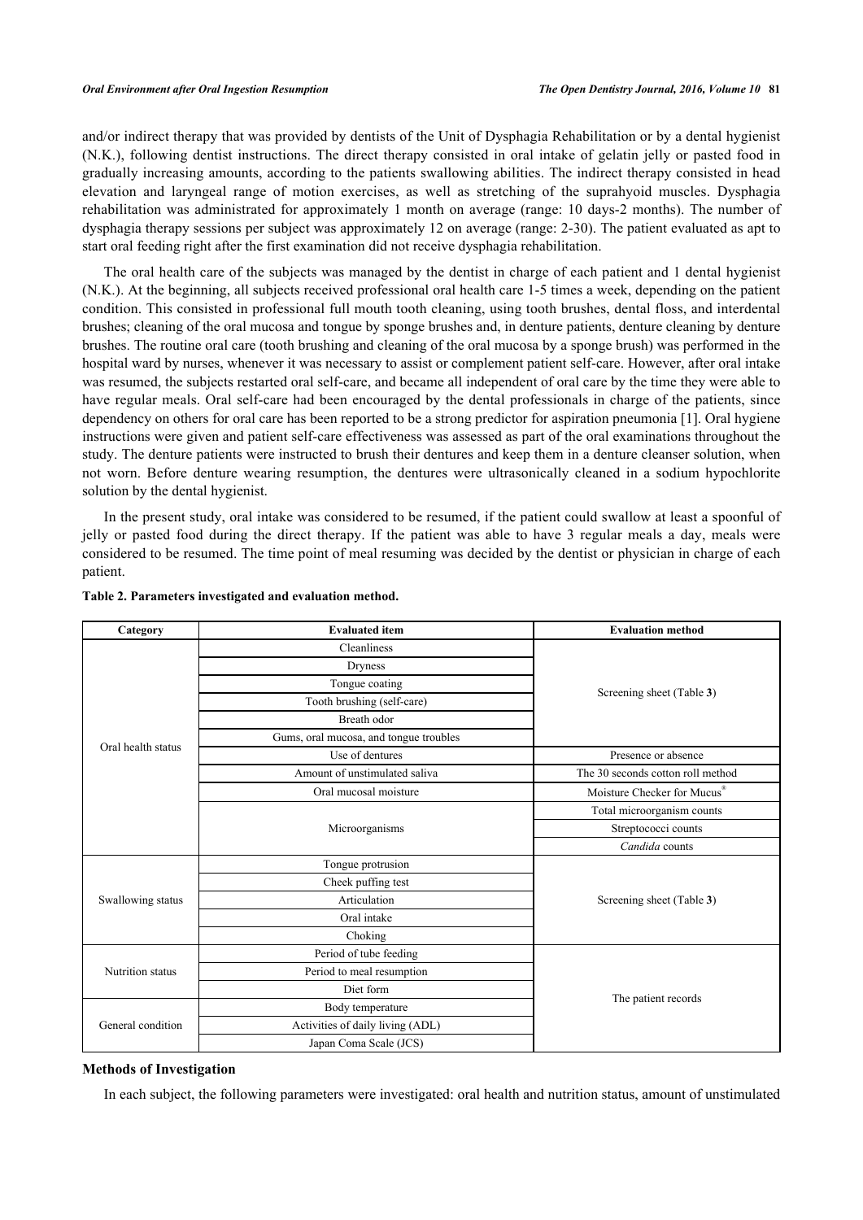and/or indirect therapy that was provided by dentists of the Unit of Dysphagia Rehabilitation or by a dental hygienist (N.K.), following dentist instructions. The direct therapy consisted in oral intake of gelatin jelly or pasted food in gradually increasing amounts, according to the patients swallowing abilities. The indirect therapy consisted in head elevation and laryngeal range of motion exercises, as well as stretching of the suprahyoid muscles. Dysphagia rehabilitation was administrated for approximately 1 month on average (range: 10 days-2 months). The number of dysphagia therapy sessions per subject was approximately 12 on average (range: 2-30). The patient evaluated as apt to start oral feeding right after the first examination did not receive dysphagia rehabilitation.

The oral health care of the subjects was managed by the dentist in charge of each patient and 1 dental hygienist (N.K.). At the beginning, all subjects received professional oral health care 1-5 times a week, depending on the patient condition. This consisted in professional full mouth tooth cleaning, using tooth brushes, dental floss, and interdental brushes; cleaning of the oral mucosa and tongue by sponge brushes and, in denture patients, denture cleaning by denture brushes. The routine oral care (tooth brushing and cleaning of the oral mucosa by a sponge brush) was performed in the hospital ward by nurses, whenever it was necessary to assist or complement patient self-care. However, after oral intake was resumed, the subjects restarted oral self-care, and became all independent of oral care by the time they were able to have regular meals. Oral self-care had been encouraged by the dental professionals in charge of the patients, since dependency on others for oral care has been reported to be a strong predictor for aspiration pneumonia [1]. Oral hygiene instructions were given and patient self-care effectiveness was assessed as part of the oral examinations throughout the study. The denture patients were instructed to brush their dentures and keep them in a denture cleanser solution, when not worn. Before denture wearing resumption, the dentures were ultrasonically cleaned in a sodium hypochlorite solution by the dental hygienist.

In the present study, oral intake was considered to be resumed, if the patient could swallow at least a spoonful of jelly or pasted food during the direct therapy. If the patient was able to have 3 regular meals a day, meals were considered to be resumed. The time point of meal resuming was decided by the dentist or physician in charge of each patient.

**Table 2. Parameters investigated and evaluation method.**

| Category | Evaluated item | Evaluation method |
|---|---|---|
| Oral health status | Cleanliness | Screening sheet (Table 3) |
| | Dryness | |
| | Tongue coating | |
| | Tooth brushing (self-care) | |
| | Breath odor | |
| | Gums, oral mucosa, and tongue troubles | |
| | Use of dentures | Presence or absence |
| | Amount of unstimulated saliva | The 30 seconds cotton roll method |
| | Oral mucosal moisture | Moisture Checker for Mucus® |
| | Microorganisms | Total microorganism counts |
| | | Streptococci counts |
| | | *Candida* counts |
| Swallowing status | Tongue protrusion | Screening sheet (Table 3) |
| | Cheek puffing test | |
| | Articulation | |
| | Oral intake | |
| | Choking | |
| Nutrition status | Period of tube feeding | The patient records |
| | Period to meal resumption | |
| | Diet form | |
| General condition | Body temperature | |
| | Activities of daily living (ADL) | |
| | Japan Coma Scale (JCS) | |

### Methods of Investigation

In each subject, the following parameters were investigated: oral health and nutrition status, amount of unstimulated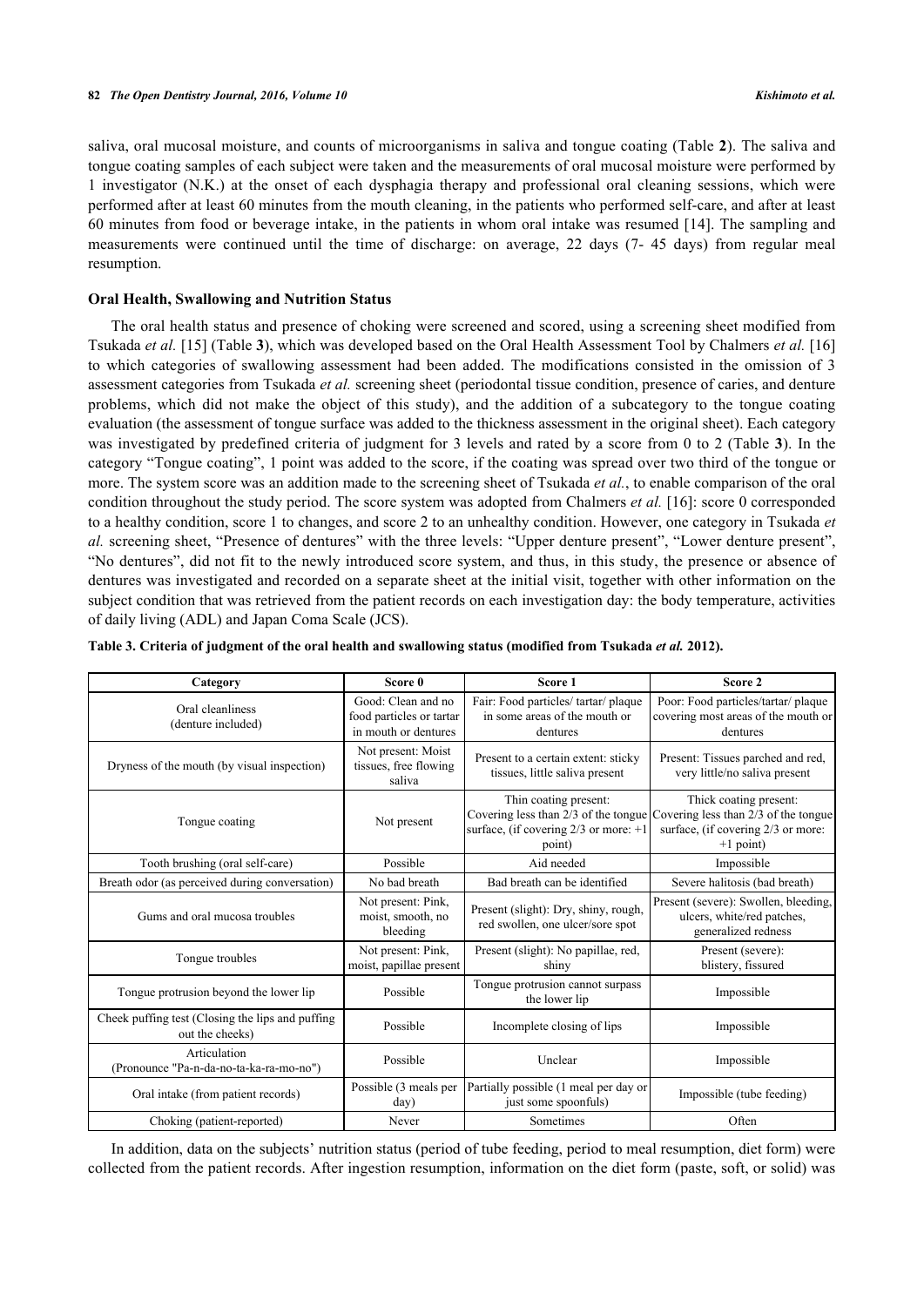saliva, oral mucosal moisture, and counts of microorganisms in saliva and tongue coating (Table **2**). The saliva and tongue coating samples of each subject were taken and the measurements of oral mucosal moisture were performed by 1 investigator (N.K.) at the onset of each dysphagia therapy and professional oral cleaning sessions, which were performed after at least 60 minutes from the mouth cleaning, in the patients who performed self-care, and after at least 60 minutes from food or beverage intake, in the patients in whom oral intake was resumed [14]. The sampling and measurements were continued until the time of discharge: on average, 22 days (7- 45 days) from regular meal resumption.

### Oral Health, Swallowing and Nutrition Status

The oral health status and presence of choking were screened and scored, using a screening sheet modified from Tsukada *et al.* [15] (Table **3**), which was developed based on the Oral Health Assessment Tool by Chalmers *et al.* [16] to which categories of swallowing assessment had been added. The modifications consisted in the omission of 3 assessment categories from Tsukada *et al.* screening sheet (periodontal tissue condition, presence of caries, and denture problems, which did not make the object of this study), and the addition of a subcategory to the tongue coating evaluation (the assessment of tongue surface was added to the thickness assessment in the original sheet). Each category was investigated by predefined criteria of judgment for 3 levels and rated by a score from 0 to 2 (Table **3**). In the category "Tongue coating", 1 point was added to the score, if the coating was spread over two third of the tongue or more. The system score was an addition made to the screening sheet of Tsukada *et al.*, to enable comparison of the oral condition throughout the study period. The score system was adopted from Chalmers *et al.* [16]: score 0 corresponded to a healthy condition, score 1 to changes, and score 2 to an unhealthy condition. However, one category in Tsukada *et al.* screening sheet, "Presence of dentures" with the three levels: "Upper denture present", "Lower denture present", "No dentures", did not fit to the newly introduced score system, and thus, in this study, the presence or absence of dentures was investigated and recorded on a separate sheet at the initial visit, together with other information on the subject condition that was retrieved from the patient records on each investigation day: the body temperature, activities of daily living (ADL) and Japan Coma Scale (JCS).

**Table 3. Criteria of judgment of the oral health and swallowing status (modified from Tsukada *et al.* 2012).**

| Category | Score 0 | Score 1 | Score 2 |
|---|---|---|---|
| Oral cleanliness (denture included) | Good: Clean and no food particles or tartar in mouth or dentures | Fair: Food particles/ tartar/ plaque in some areas of the mouth or dentures | Poor: Food particles/tartar/ plaque covering most areas of the mouth or dentures |
| Dryness of the mouth (by visual inspection) | Not present: Moist tissues, free flowing saliva | Present to a certain extent: sticky tissues, little saliva present | Present: Tissues parched and red, very little/no saliva present |
| Tongue coating | Not present | Thin coating present: Covering less than 2/3 of the tongue surface, (if covering 2/3 or more: +1 point) | Thick coating present: Covering less than 2/3 of the tongue surface, (if covering 2/3 or more: +1 point) |
| Tooth brushing (oral self-care) | Possible | Aid needed | Impossible |
| Breath odor (as perceived during conversation) | No bad breath | Bad breath can be identified | Severe halitosis (bad breath) |
| Gums and oral mucosa troubles | Not present: Pink, moist, smooth, no bleeding | Present (slight): Dry, shiny, rough, red swollen, one ulcer/sore spot | Present (severe): Swollen, bleeding, ulcers, white/red patches, generalized redness |
| Tongue troubles | Not present: Pink, moist, papillae present | Present (slight): No papillae, red, shiny | Present (severe): blistery, fissured |
| Tongue protrusion beyond the lower lip | Possible | Tongue protrusion cannot surpass the lower lip | Impossible |
| Cheek puffing test (Closing the lips and puffing out the cheeks) | Possible | Incomplete closing of lips | Impossible |
| Articulation (Pronounce "Pa-n-da-no-ta-ka-ra-mo-no") | Possible | Unclear | Impossible |
| Oral intake (from patient records) | Possible (3 meals per day) | Partially possible (1 meal per day or just some spoonfuls) | Impossible (tube feeding) |
| Choking (patient-reported) | Never | Sometimes | Often |

In addition, data on the subjects' nutrition status (period of tube feeding, period to meal resumption, diet form) were collected from the patient records. After ingestion resumption, information on the diet form (paste, soft, or solid) was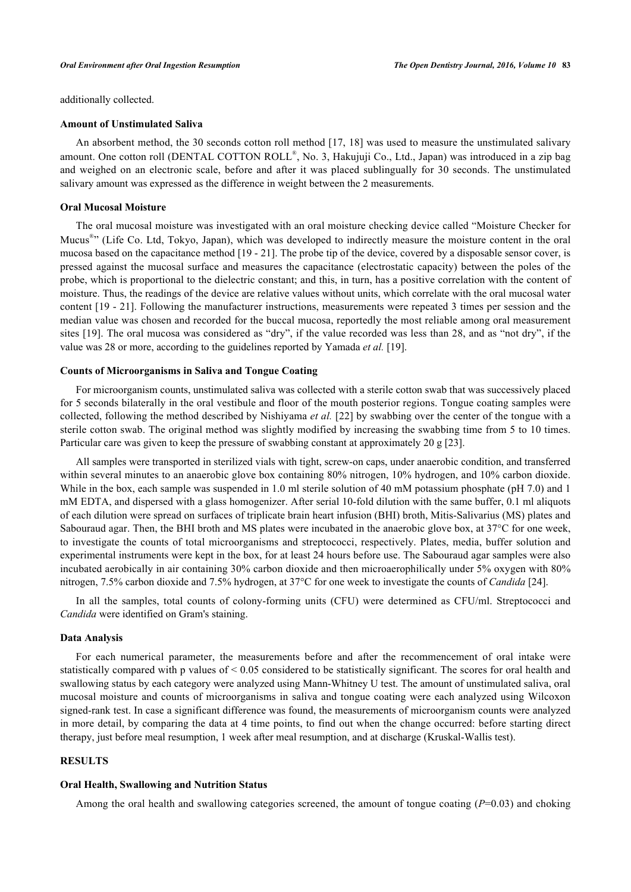additionally collected.

### Amount of Unstimulated Saliva

An absorbent method, the 30 seconds cotton roll method [17, 18] was used to measure the unstimulated salivary amount. One cotton roll (DENTAL COTTON ROLL®, No. 3, Hakujuji Co., Ltd., Japan) was introduced in a zip bag and weighed on an electronic scale, before and after it was placed sublingually for 30 seconds. The unstimulated salivary amount was expressed as the difference in weight between the 2 measurements.

### Oral Mucosal Moisture

The oral mucosal moisture was investigated with an oral moisture checking device called "Moisture Checker for Mucus®" (Life Co. Ltd, Tokyo, Japan), which was developed to indirectly measure the moisture content in the oral mucosa based on the capacitance method [19 - 21]. The probe tip of the device, covered by a disposable sensor cover, is pressed against the mucosal surface and measures the capacitance (electrostatic capacity) between the poles of the probe, which is proportional to the dielectric constant; and this, in turn, has a positive correlation with the content of moisture. Thus, the readings of the device are relative values without units, which correlate with the oral mucosal water content [19 - 21]. Following the manufacturer instructions, measurements were repeated 3 times per session and the median value was chosen and recorded for the buccal mucosa, reportedly the most reliable among oral measurement sites [19]. The oral mucosa was considered as "dry", if the value recorded was less than 28, and as "not dry", if the value was 28 or more, according to the guidelines reported by Yamada *et al.* [19].

### Counts of Microorganisms in Saliva and Tongue Coating

For microorganism counts, unstimulated saliva was collected with a sterile cotton swab that was successively placed for 5 seconds bilaterally in the oral vestibule and floor of the mouth posterior regions. Tongue coating samples were collected, following the method described by Nishiyama *et al.* [22] by swabbing over the center of the tongue with a sterile cotton swab. The original method was slightly modified by increasing the swabbing time from 5 to 10 times. Particular care was given to keep the pressure of swabbing constant at approximately 20 g [23].

All samples were transported in sterilized vials with tight, screw-on caps, under anaerobic condition, and transferred within several minutes to an anaerobic glove box containing 80% nitrogen, 10% hydrogen, and 10% carbon dioxide. While in the box, each sample was suspended in 1.0 ml sterile solution of 40 mM potassium phosphate (pH 7.0) and 1 mM EDTA, and dispersed with a glass homogenizer. After serial 10-fold dilution with the same buffer, 0.1 ml aliquots of each dilution were spread on surfaces of triplicate brain heart infusion (BHI) broth, Mitis-Salivarius (MS) plates and Sabouraud agar. Then, the BHI broth and MS plates were incubated in the anaerobic glove box, at 37°C for one week, to investigate the counts of total microorganisms and streptococci, respectively. Plates, media, buffer solution and experimental instruments were kept in the box, for at least 24 hours before use. The Sabouraud agar samples were also incubated aerobically in air containing 30% carbon dioxide and then microaerophilically under 5% oxygen with 80% nitrogen, 7.5% carbon dioxide and 7.5% hydrogen, at 37°C for one week to investigate the counts of *Candida* [24].

In all the samples, total counts of colony-forming units (CFU) were determined as CFU/ml. Streptococci and *Candida* were identified on Gram's staining.

### Data Analysis

For each numerical parameter, the measurements before and after the recommencement of oral intake were statistically compared with p values of $< 0.05$ considered to be statistically significant. The scores for oral health and swallowing status by each category were analyzed using Mann-Whitney U test. The amount of unstimulated saliva, oral mucosal moisture and counts of microorganisms in saliva and tongue coating were each analyzed using Wilcoxon signed-rank test. In case a significant difference was found, the measurements of microorganism counts were analyzed in more detail, by comparing the data at 4 time points, to find out when the change occurred: before starting direct therapy, just before meal resumption, 1 week after meal resumption, and at discharge (Kruskal-Wallis test).

## RESULTS

### Oral Health, Swallowing and Nutrition Status

Among the oral health and swallowing categories screened, the amount of tongue coating ($P$=0.03) and choking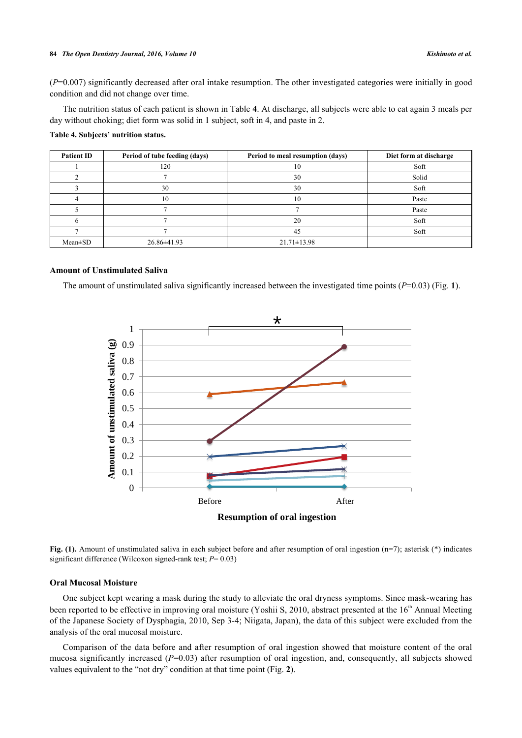($P$=0.007) significantly decreased after oral intake resumption. The other investigated categories were initially in good condition and did not change over time.

The nutrition status of each patient is shown in Table **4**. At discharge, all subjects were able to eat again 3 meals per day without choking; diet form was solid in 1 subject, soft in 4, and paste in 2.

**Table 4. Subjects' nutrition status.**

| Patient ID | Period of tube feeding (days) | Period to meal resumption (days) | Diet form at discharge |
|---|---|---|---|
| 1 | 120 | 10 | Soft |
| 2 | 7 | 30 | Solid |
| 3 | 30 | 30 | Soft |
| 4 | 10 | 10 | Paste |
| 5 | 7 | 7 | Paste |
| 6 | 7 | 20 | Soft |
| 7 | 7 | 45 | Soft |
| Mean±SD | 26.86±41.93 | 21.71±13.98 | |

### Amount of Unstimulated Saliva

The amount of unstimulated saliva significantly increased between the investigated time points ($P$=0.03) (Fig. **1**).

**Fig. (1).** Amount of unstimulated saliva in each subject before and after resumption of oral ingestion (n=7); asterisk (*) indicates significant difference (Wilcoxon signed-rank test; $P$= 0.03)

### Oral Mucosal Moisture

One subject kept wearing a mask during the study to alleviate the oral dryness symptoms. Since mask-wearing has been reported to be effective in improving oral moisture (Yoshii S, 2010, abstract presented at the 16th Annual Meeting of the Japanese Society of Dysphagia, 2010, Sep 3-4; Niigata, Japan), the data of this subject were excluded from the analysis of the oral mucosal moisture.

Comparison of the data before and after resumption of oral ingestion showed that moisture content of the oral mucosa significantly increased ($P$=0.03) after resumption of oral ingestion, and, consequently, all subjects showed values equivalent to the "not dry" condition at that time point (Fig. **2**).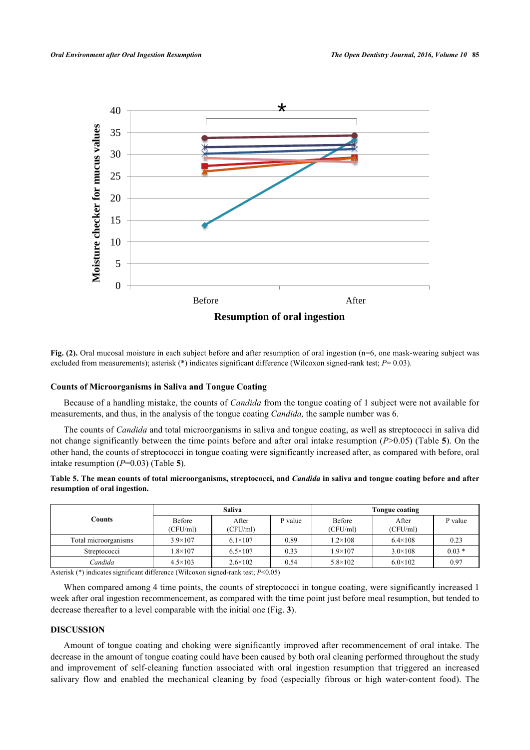Fig. (2). Oral mucosal moisture in each subject before and after resumption of oral ingestion (n=6, one mask-wearing subject was excluded from measurements); asterisk (*) indicates significant difference (Wilcoxon signed-rank test; $P$= 0.03).

### Counts of Microorganisms in Saliva and Tongue Coating

Because of a handling mistake, the counts of *Candida* from the tongue coating of 1 subject were not available for measurements, and thus, in the analysis of the tongue coating *Candida,* the sample number was 6.

The counts of *Candida* and total microorganisms in saliva and tongue coating, as well as streptococci in saliva did not change significantly between the time points before and after oral intake resumption ($P$>0.05) (Table **5**). On the other hand, the counts of streptococci in tongue coating were significantly increased after, as compared with before, oral intake resumption ($P$=0.03) (Table **5**).

**Table 5. The mean counts of total microorganisms, streptococci, and *Candida* in saliva and tongue coating before and after resumption of oral ingestion.**

| Counts | Saliva | | | Tongue coating | | |
|---|---|---|---|---|---|---|
| | Before (CFU/ml) | After (CFU/ml) | P value | Before (CFU/ml) | After (CFU/ml) | P value |
| Total microorganisms | $3.9 \times 10^7$ | $6.1 \times 10^7$ | 0.89 | $1.2 \times 10^8$ | $6.4 \times 10^8$ | 0.23 |
| Streptococci | $1.8 \times 10^7$ | $6.5 \times 10^7$ | 0.33 | $1.9 \times 10^7$ | $3.0 \times 10^8$ | 0.03 * |
| *Candida* | $4.5 \times 10^3$ | $2.6 \times 10^2$ | 0.54 | $5.8 \times 10^2$ | $6.0 \times 10^2$ | 0.97 |

Asterisk (*) indicates significant difference (Wilcoxon signed-rank test; $P$<0.05)

When compared among 4 time points, the counts of streptococci in tongue coating, were significantly increased 1 week after oral ingestion recommencement, as compared with the time point just before meal resumption, but tended to decrease thereafter to a level comparable with the initial one (Fig. **3**).

## DISCUSSION

Amount of tongue coating and choking were significantly improved after recommencement of oral intake. The decrease in the amount of tongue coating could have been caused by both oral cleaning performed throughout the study and improvement of self-cleaning function associated with oral ingestion resumption that triggered an increased salivary flow and enabled the mechanical cleaning by food (especially fibrous or high water-content food). The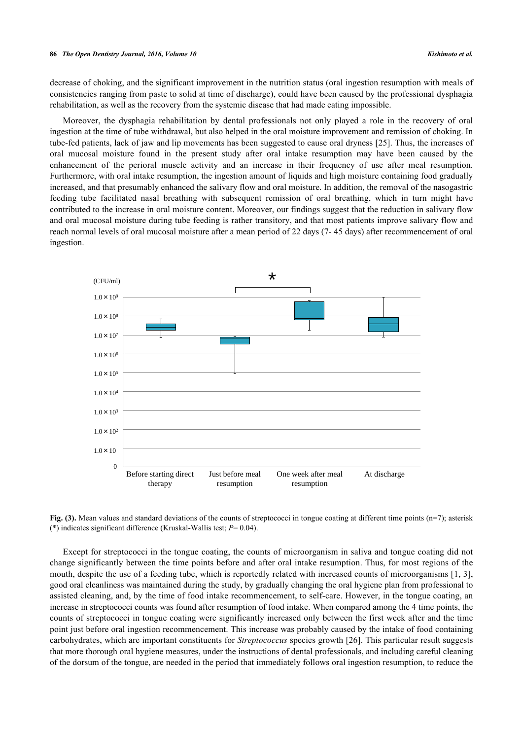decrease of choking, and the significant improvement in the nutrition status (oral ingestion resumption with meals of consistencies ranging from paste to solid at time of discharge), could have been caused by the professional dysphagia rehabilitation, as well as the recovery from the systemic disease that had made eating impossible.

Moreover, the dysphagia rehabilitation by dental professionals not only played a role in the recovery of oral ingestion at the time of tube withdrawal, but also helped in the oral moisture improvement and remission of choking. In tube-fed patients, lack of jaw and lip movements has been suggested to cause oral dryness [25]. Thus, the increases of oral mucosal moisture found in the present study after oral intake resumption may have been caused by the enhancement of the perioral muscle activity and an increase in their frequency of use after meal resumption. Furthermore, with oral intake resumption, the ingestion amount of liquids and high moisture containing food gradually increased, and that presumably enhanced the salivary flow and oral moisture. In addition, the removal of the nasogastric feeding tube facilitated nasal breathing with subsequent remission of oral breathing, which in turn might have contributed to the increase in oral moisture content. Moreover, our findings suggest that the reduction in salivary flow and oral mucosal moisture during tube feeding is rather transitory, and that most patients improve salivary flow and reach normal levels of oral mucosal moisture after a mean period of 22 days (7- 45 days) after recommencement of oral ingestion.

**Fig. (3).** Mean values and standard deviations of the counts of streptococci in tongue coating at different time points (n=7); asterisk (*) indicates significant difference (Kruskal-Wallis test; $P$= 0.04).

Except for streptococci in the tongue coating, the counts of microorganism in saliva and tongue coating did not change significantly between the time points before and after oral intake resumption. Thus, for most regions of the mouth, despite the use of a feeding tube, which is reportedly related with increased counts of microorganisms [1, 3], good oral cleanliness was maintained during the study, by gradually changing the oral hygiene plan from professional to assisted cleaning, and, by the time of food intake recommencement, to self-care. However, in the tongue coating, an increase in streptococci counts was found after resumption of food intake. When compared among the 4 time points, the counts of streptococci in tongue coating were significantly increased only between the first week after and the time point just before oral ingestion recommencement. This increase was probably caused by the intake of food containing carbohydrates, which are important constituents for *Streptococcus* species growth [26]. This particular result suggests that more thorough oral hygiene measures, under the instructions of dental professionals, and including careful cleaning of the dorsum of the tongue, are needed in the period that immediately follows oral ingestion resumption, to reduce the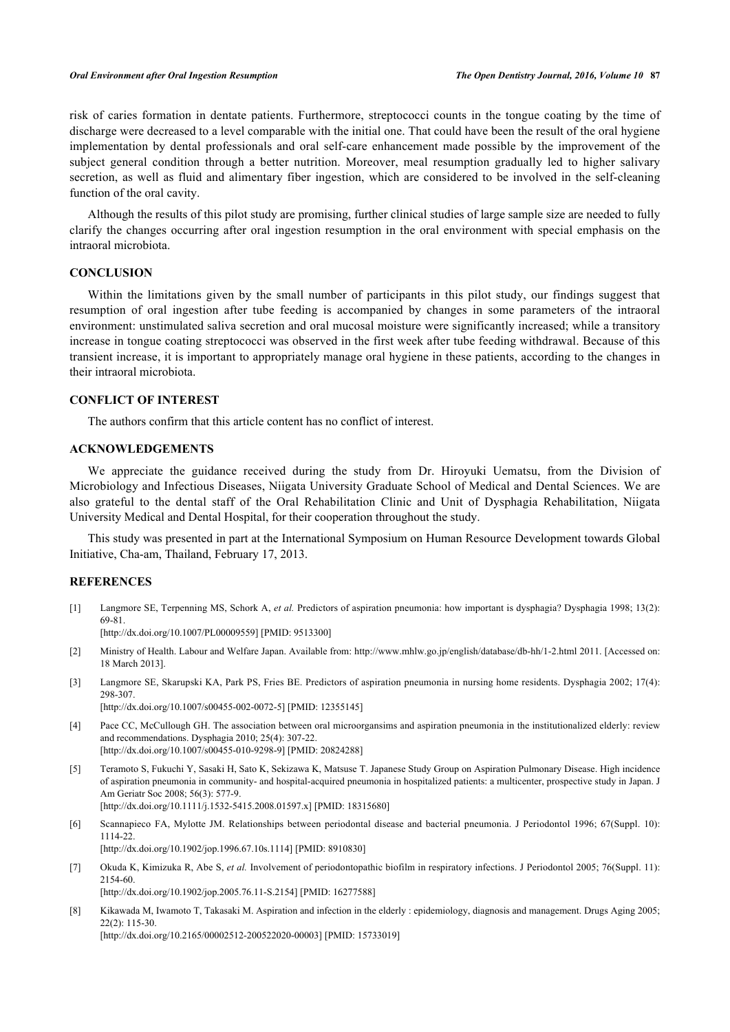risk of caries formation in dentate patients. Furthermore, streptococci counts in the tongue coating by the time of discharge were decreased to a level comparable with the initial one. That could have been the result of the oral hygiene implementation by dental professionals and oral self-care enhancement made possible by the improvement of the subject general condition through a better nutrition. Moreover, meal resumption gradually led to higher salivary secretion, as well as fluid and alimentary fiber ingestion, which are considered to be involved in the self-cleaning function of the oral cavity.

Although the results of this pilot study are promising, further clinical studies of large sample size are needed to fully clarify the changes occurring after oral ingestion resumption in the oral environment with special emphasis on the intraoral microbiota.

## CONCLUSION

Within the limitations given by the small number of participants in this pilot study, our findings suggest that resumption of oral ingestion after tube feeding is accompanied by changes in some parameters of the intraoral environment: unstimulated saliva secretion and oral mucosal moisture were significantly increased; while a transitory increase in tongue coating streptococci was observed in the first week after tube feeding withdrawal. Because of this transient increase, it is important to appropriately manage oral hygiene in these patients, according to the changes in their intraoral microbiota.

## CONFLICT OF INTEREST

The authors confirm that this article content has no conflict of interest.

## ACKNOWLEDGEMENTS

We appreciate the guidance received during the study from Dr. Hiroyuki Uematsu, from the Division of Microbiology and Infectious Diseases, Niigata University Graduate School of Medical and Dental Sciences. We are also grateful to the dental staff of the Oral Rehabilitation Clinic and Unit of Dysphagia Rehabilitation, Niigata University Medical and Dental Hospital, for their cooperation throughout the study.

This study was presented in part at the International Symposium on Human Resource Development towards Global Initiative, Cha-am, Thailand, February 17, 2013.

## REFERENCES

[1] Langmore SE, Terpenning MS, Schork A, *et al.* Predictors of aspiration pneumonia: how important is dysphagia? Dysphagia 1998; 13(2): 69-81.
[http://dx.doi.org/10.1007/PL00009559] [PMID: 9513300]

[2] Ministry of Health. Labour and Welfare Japan. Available from: http://www.mhlw.go.jp/english/database/db-hh/1-2.html 2011. [Accessed on: 18 March 2013].

[3] Langmore SE, Skarupski KA, Park PS, Fries BE. Predictors of aspiration pneumonia in nursing home residents. Dysphagia 2002; 17(4): 298-307.
[http://dx.doi.org/10.1007/s00455-002-0072-5] [PMID: 12355145]

[4] Pace CC, McCullough GH. The association between oral microorgansims and aspiration pneumonia in the institutionalized elderly: review and recommendations. Dysphagia 2010; 25(4): 307-22.
[http://dx.doi.org/10.1007/s00455-010-9298-9] [PMID: 20824288]

[5] Teramoto S, Fukuchi Y, Sasaki H, Sato K, Sekizawa K, Matsuse T. Japanese Study Group on Aspiration Pulmonary Disease. High incidence of aspiration pneumonia in community- and hospital-acquired pneumonia in hospitalized patients: a multicenter, prospective study in Japan. J Am Geriatr Soc 2008; 56(3): 577-9.
[http://dx.doi.org/10.1111/j.1532-5415.2008.01597.x] [PMID: 18315680]

[6] Scannapieco FA, Mylotte JM. Relationships between periodontal disease and bacterial pneumonia. J Periodontol 1996; 67(Suppl. 10): 1114-22.
[http://dx.doi.org/10.1902/jop.1996.67.10s.1114] [PMID: 8910830]

[7] Okuda K, Kimizuka R, Abe S, *et al.* Involvement of periodontopathic biofilm in respiratory infections. J Periodontol 2005; 76(Suppl. 11): 2154-60.
[http://dx.doi.org/10.1902/jop.2005.76.11-S.2154] [PMID: 16277588]

[8] Kikawada M, Iwamoto T, Takasaki M. Aspiration and infection in the elderly : epidemiology, diagnosis and management. Drugs Aging 2005; 22(2): 115-30.
[http://dx.doi.org/10.2165/00002512-200522020-00003] [PMID: 15733019]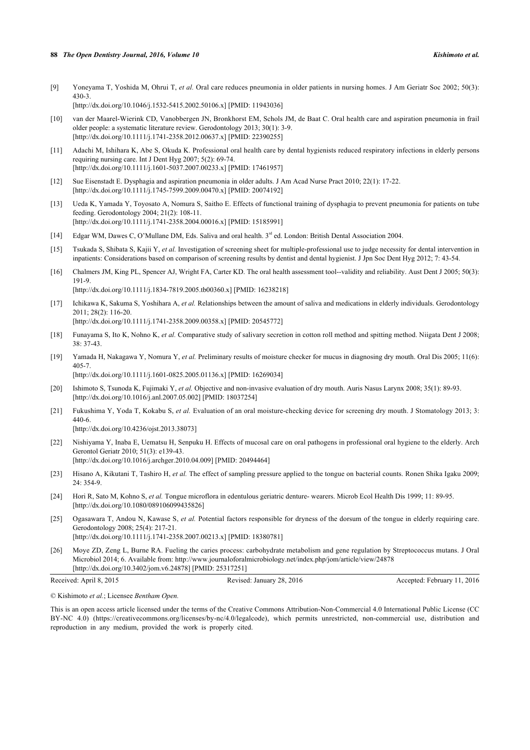[9] Yoneyama T, Yoshida M, Ohrui T, *et al.* Oral care reduces pneumonia in older patients in nursing homes. J Am Geriatr Soc 2002; 50(3): 430-3.
[http://dx.doi.org/10.1046/j.1532-5415.2002.50106.x] [PMID: 11943036]

[10] van der Maarel-Wierink CD, Vanobbergen JN, Bronkhorst EM, Schols JM, de Baat C. Oral health care and aspiration pneumonia in frail older people: a systematic literature review. Gerodontology 2013; 30(1): 3-9.
[http://dx.doi.org/10.1111/j.1741-2358.2012.00637.x] [PMID: 22390255]

[11] Adachi M, Ishihara K, Abe S, Okuda K. Professional oral health care by dental hygienists reduced respiratory infections in elderly persons requiring nursing care. Int J Dent Hyg 2007; 5(2): 69-74.
[http://dx.doi.org/10.1111/j.1601-5037.2007.00233.x] [PMID: 17461957]

[12] Sue Eisenstadt E. Dysphagia and aspiration pneumonia in older adults. J Am Acad Nurse Pract 2010; 22(1): 17-22.
[http://dx.doi.org/10.1111/j.1745-7599.2009.00470.x] [PMID: 20074192]

[13] Ueda K, Yamada Y, Toyosato A, Nomura S, Saitho E. Effects of functional training of dysphagia to prevent pneumonia for patients on tube feeding. Gerodontology 2004; 21(2): 108-11.
[http://dx.doi.org/10.1111/j.1741-2358.2004.00016.x] [PMID: 15185991]

[14] Edgar WM, Dawes C, O'Mullane DM, Eds. Saliva and oral health. 3rd ed. London: British Dental Association 2004.

[15] Tsukada S, Shibata S, Kajii Y, *et al.* Investigation of screening sheet for multiple-professional use to judge necessity for dental intervention in inpatients: Considerations based on comparison of screening results by dentist and dental hygienist. J Jpn Soc Dent Hyg 2012; 7: 43-54.

[16] Chalmers JM, King PL, Spencer AJ, Wright FA, Carter KD. The oral health assessment tool--validity and reliability. Aust Dent J 2005; 50(3): 191-9.
[http://dx.doi.org/10.1111/j.1834-7819.2005.tb00360.x] [PMID: 16238218]

[17] Ichikawa K, Sakuma S, Yoshihara A, *et al.* Relationships between the amount of saliva and medications in elderly individuals. Gerodontology 2011; 28(2): 116-20.
[http://dx.doi.org/10.1111/j.1741-2358.2009.00358.x] [PMID: 20545772]

[18] Funayama S, Ito K, Nohno K, *et al.* Comparative study of salivary secretion in cotton roll method and spitting method. Niigata Dent J 2008; 38: 37-43.

[19] Yamada H, Nakagawa Y, Nomura Y, *et al.* Preliminary results of moisture checker for mucus in diagnosing dry mouth. Oral Dis 2005; 11(6): 405-7.
[http://dx.doi.org/10.1111/j.1601-0825.2005.01136.x] [PMID: 16269034]

[20] Ishimoto S, Tsunoda K, Fujimaki Y, *et al.* Objective and non-invasive evaluation of dry mouth. Auris Nasus Larynx 2008; 35(1): 89-93.
[http://dx.doi.org/10.1016/j.anl.2007.05.002] [PMID: 18037254]

[21] Fukushima Y, Yoda T, Kokabu S, *et al.* Evaluation of an oral moisture-checking device for screening dry mouth. J Stomatology 2013; 3: 440-6.
[http://dx.doi.org/10.4236/ojst.2013.38073]

[22] Nishiyama Y, Inaba E, Uematsu H, Senpuku H. Effects of mucosal care on oral pathogens in professional oral hygiene to the elderly. Arch Gerontol Geriatr 2010; 51(3): e139-43.
[http://dx.doi.org/10.1016/j.archger.2010.04.009] [PMID: 20494464]

[23] Hisano A, Kikutani T, Tashiro H, *et al.* The effect of sampling pressure applied to the tongue on bacterial counts. Ronen Shika Igaku 2009; 24: 354-9.

[24] Hori R, Sato M, Kohno S, *et al.* Tongue microflora in edentulous geriatric denture- wearers. Microb Ecol Health Dis 1999; 11: 89-95.
[http://dx.doi.org/10.1080/089106099435826]

[25] Ogasawara T, Andou N, Kawase S, *et al.* Potential factors responsible for dryness of the dorsum of the tongue in elderly requiring care. Gerodontology 2008; 25(4): 217-21.
[http://dx.doi.org/10.1111/j.1741-2358.2007.00213.x] [PMID: 18380781]

[26] Moye ZD, Zeng L, Burne RA. Fueling the caries process: carbohydrate metabolism and gene regulation by Streptococcus mutans. J Oral Microbiol 2014; 6. Available from: http://www.journaloforalmicrobiology.net/index.php/jom/article/view/24878
[http://dx.doi.org/10.3402/jom.v6.24878] [PMID: 25317251]

Received: April 8, 2015 Revised: January 28, 2016 Accepted: February 11, 2016

© Kishimoto *et al.*; Licensee *Bentham Open.*

This is an open access article licensed under the terms of the Creative Commons Attribution-Non-Commercial 4.0 International Public License (CC BY-NC 4.0) (https://creativecommons.org/licenses/by-nc/4.0/legalcode), which permits unrestricted, non-commercial use, distribution and reproduction in any medium, provided the work is properly cited.